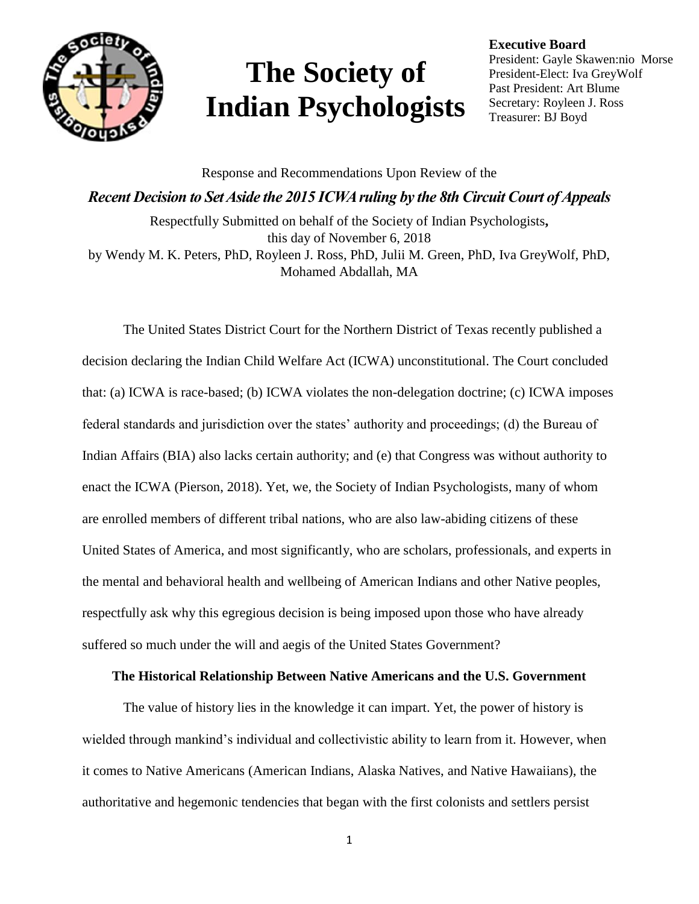# The Society of Indian Psychologists

**Executive Board**
President: Gayle Skawen:nio Morse
President-Elect: Iva GreyWolf
Past President: Art Blume
Secretary: Royleen J. Ross
Treasurer: BJ Boyd

Response and Recommendations Upon Review of the

***Recent Decision to Set Aside the 2015 ICWA ruling by the 8th Circuit Court of Appeals***

Respectfully Submitted on behalf of the Society of Indian Psychologists**,**
this day of November 6, 2018
by Wendy M. K. Peters, PhD, Royleen J. Ross, PhD, Julii M. Green, PhD, Iva GreyWolf, PhD, Mohamed Abdallah, MA

The United States District Court for the Northern District of Texas recently published a decision declaring the Indian Child Welfare Act (ICWA) unconstitutional. The Court concluded that: (a) ICWA is race-based; (b) ICWA violates the non-delegation doctrine; (c) ICWA imposes federal standards and jurisdiction over the states' authority and proceedings; (d) the Bureau of Indian Affairs (BIA) also lacks certain authority; and (e) that Congress was without authority to enact the ICWA (Pierson, 2018). Yet, we, the Society of Indian Psychologists, many of whom are enrolled members of different tribal nations, who are also law-abiding citizens of these United States of America, and most significantly, who are scholars, professionals, and experts in the mental and behavioral health and wellbeing of American Indians and other Native peoples, respectfully ask why this egregious decision is being imposed upon those who have already suffered so much under the will and aegis of the United States Government?

**The Historical Relationship Between Native Americans and the U.S. Government**

The value of history lies in the knowledge it can impart. Yet, the power of history is wielded through mankind's individual and collectivistic ability to learn from it. However, when it comes to Native Americans (American Indians, Alaska Natives, and Native Hawaiians), the authoritative and hegemonic tendencies that began with the first colonists and settlers persist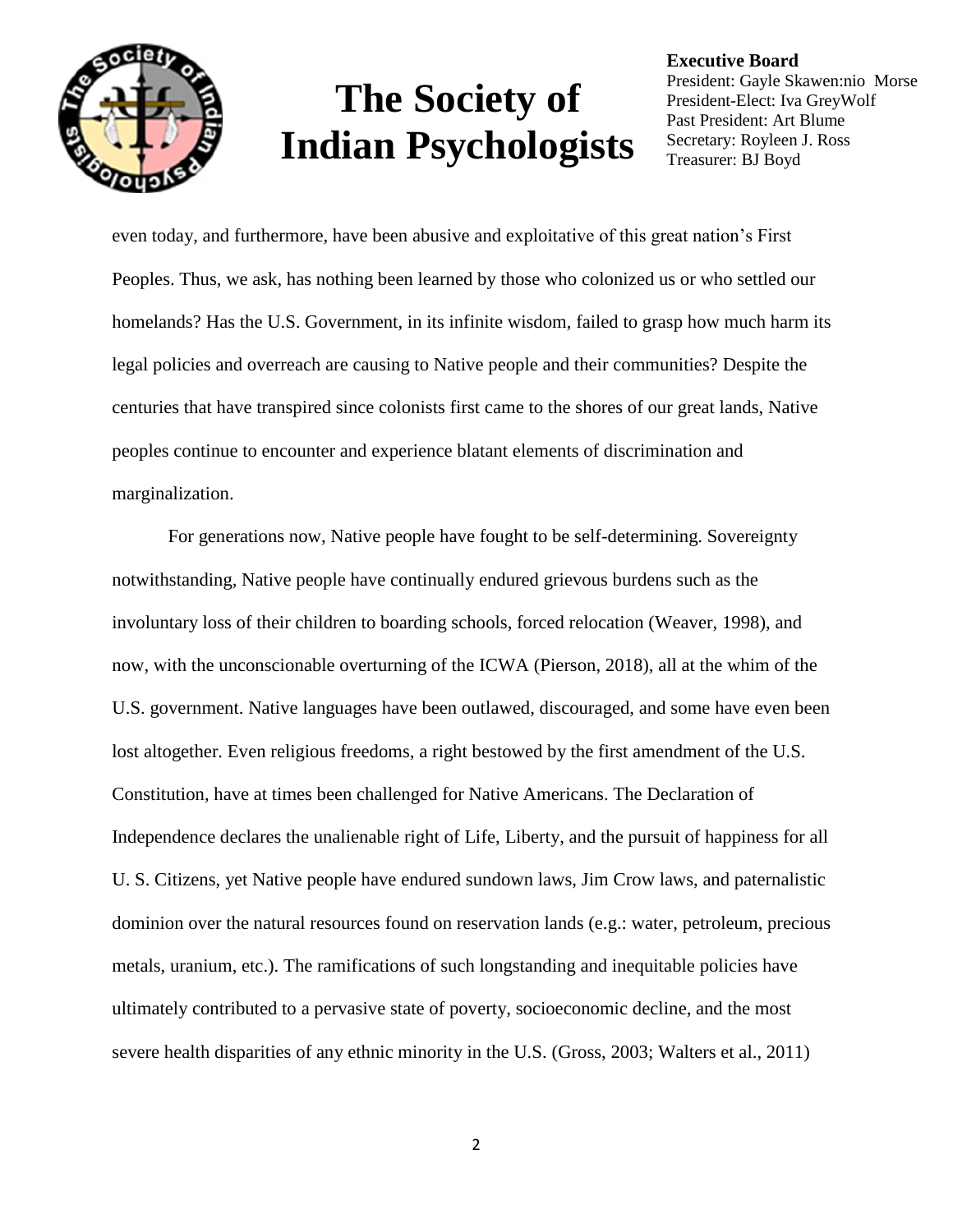even today, and furthermore, have been abusive and exploitative of this great nation's First Peoples. Thus, we ask, has nothing been learned by those who colonized us or who settled our homelands? Has the U.S. Government, in its infinite wisdom, failed to grasp how much harm its legal policies and overreach are causing to Native people and their communities? Despite the centuries that have transpired since colonists first came to the shores of our great lands, Native peoples continue to encounter and experience blatant elements of discrimination and marginalization.

For generations now, Native people have fought to be self-determining. Sovereignty notwithstanding, Native people have continually endured grievous burdens such as the involuntary loss of their children to boarding schools, forced relocation (Weaver, 1998), and now, with the unconscionable overturning of the ICWA (Pierson, 2018), all at the whim of the U.S. government. Native languages have been outlawed, discouraged, and some have even been lost altogether. Even religious freedoms, a right bestowed by the first amendment of the U.S. Constitution, have at times been challenged for Native Americans. The Declaration of Independence declares the unalienable right of Life, Liberty, and the pursuit of happiness for all U. S. Citizens, yet Native people have endured sundown laws, Jim Crow laws, and paternalistic dominion over the natural resources found on reservation lands (e.g.: water, petroleum, precious metals, uranium, etc.). The ramifications of such longstanding and inequitable policies have ultimately contributed to a pervasive state of poverty, socioeconomic decline, and the most severe health disparities of any ethnic minority in the U.S. (Gross, 2003; Walters et al., 2011)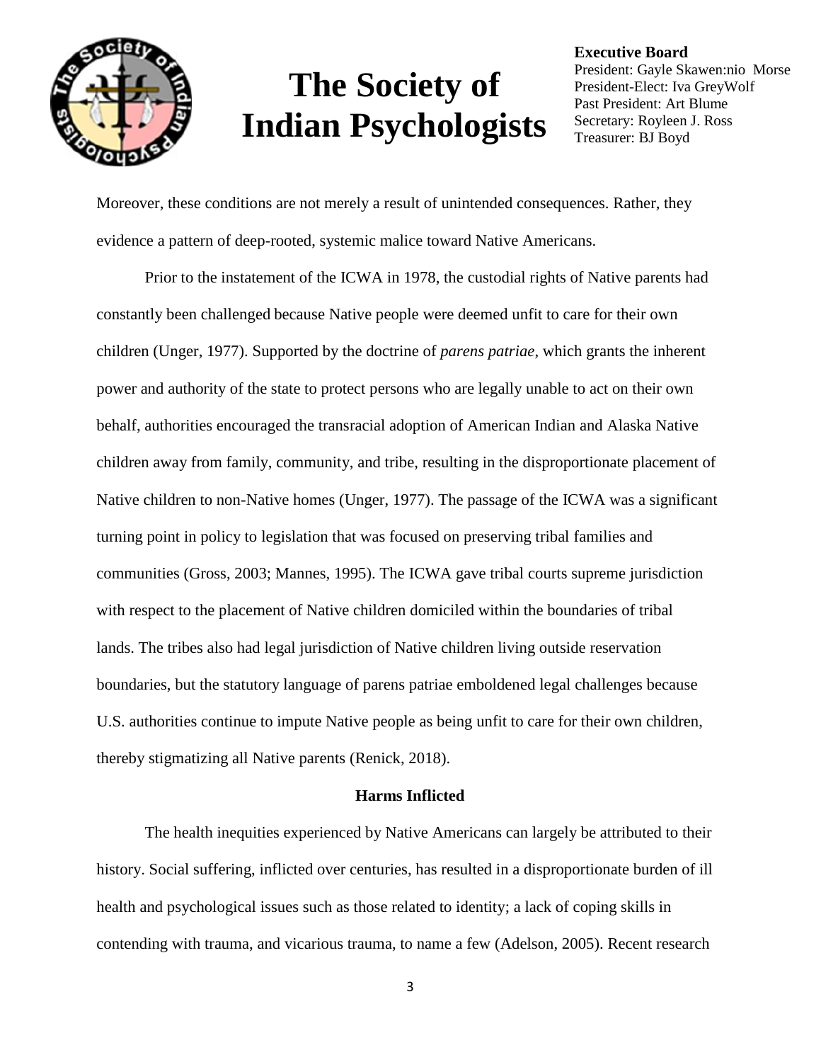Moreover, these conditions are not merely a result of unintended consequences. Rather, they evidence a pattern of deep-rooted, systemic malice toward Native Americans.

Prior to the instatement of the ICWA in 1978, the custodial rights of Native parents had constantly been challenged because Native people were deemed unfit to care for their own children (Unger, 1977). Supported by the doctrine of *parens patriae*, which grants the inherent power and authority of the state to protect persons who are legally unable to act on their own behalf, authorities encouraged the transracial adoption of American Indian and Alaska Native children away from family, community, and tribe, resulting in the disproportionate placement of Native children to non-Native homes (Unger, 1977). The passage of the ICWA was a significant turning point in policy to legislation that was focused on preserving tribal families and communities (Gross, 2003; Mannes, 1995). The ICWA gave tribal courts supreme jurisdiction with respect to the placement of Native children domiciled within the boundaries of tribal lands. The tribes also had legal jurisdiction of Native children living outside reservation boundaries, but the statutory language of parens patriae emboldened legal challenges because U.S. authorities continue to impute Native people as being unfit to care for their own children, thereby stigmatizing all Native parents (Renick, 2018).

### Harms Inflicted

The health inequities experienced by Native Americans can largely be attributed to their history. Social suffering, inflicted over centuries, has resulted in a disproportionate burden of ill health and psychological issues such as those related to identity; a lack of coping skills in contending with trauma, and vicarious trauma, to name a few (Adelson, 2005). Recent research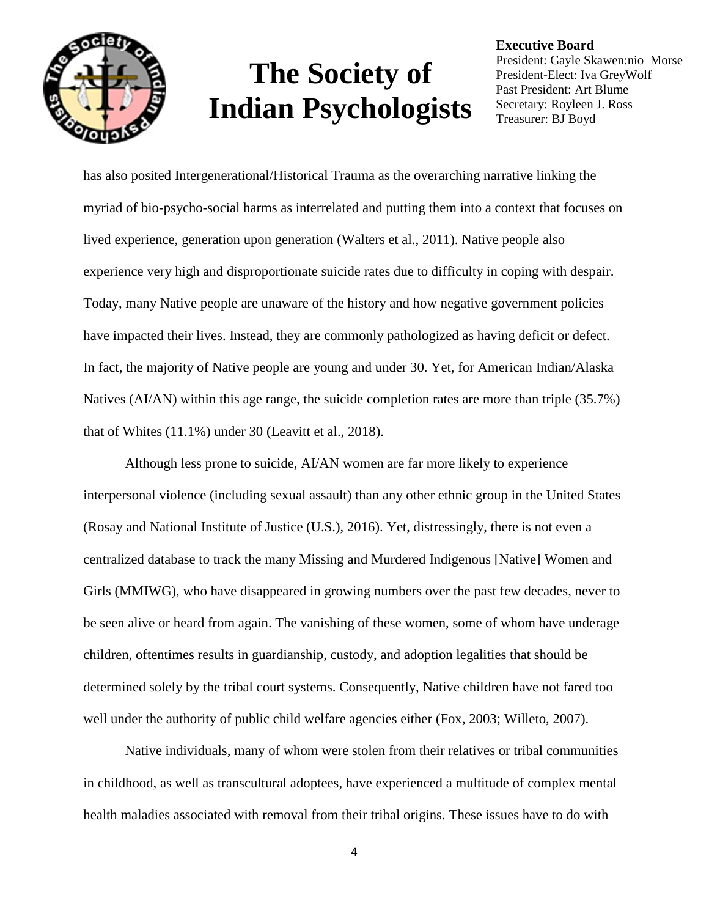has also posited Intergenerational/Historical Trauma as the overarching narrative linking the myriad of bio-psycho-social harms as interrelated and putting them into a context that focuses on lived experience, generation upon generation (Walters et al., 2011). Native people also experience very high and disproportionate suicide rates due to difficulty in coping with despair. Today, many Native people are unaware of the history and how negative government policies have impacted their lives. Instead, they are commonly pathologized as having deficit or defect. In fact, the majority of Native people are young and under 30. Yet, for American Indian/Alaska Natives (AI/AN) within this age range, the suicide completion rates are more than triple (35.7%) that of Whites (11.1%) under 30 (Leavitt et al., 2018).

Although less prone to suicide, AI/AN women are far more likely to experience interpersonal violence (including sexual assault) than any other ethnic group in the United States (Rosay and National Institute of Justice (U.S.), 2016). Yet, distressingly, there is not even a centralized database to track the many Missing and Murdered Indigenous [Native] Women and Girls (MMIWG), who have disappeared in growing numbers over the past few decades, never to be seen alive or heard from again. The vanishing of these women, some of whom have underage children, oftentimes results in guardianship, custody, and adoption legalities that should be determined solely by the tribal court systems. Consequently, Native children have not fared too well under the authority of public child welfare agencies either (Fox, 2003; Willeto, 2007).

Native individuals, many of whom were stolen from their relatives or tribal communities in childhood, as well as transcultural adoptees, have experienced a multitude of complex mental health maladies associated with removal from their tribal origins. These issues have to do with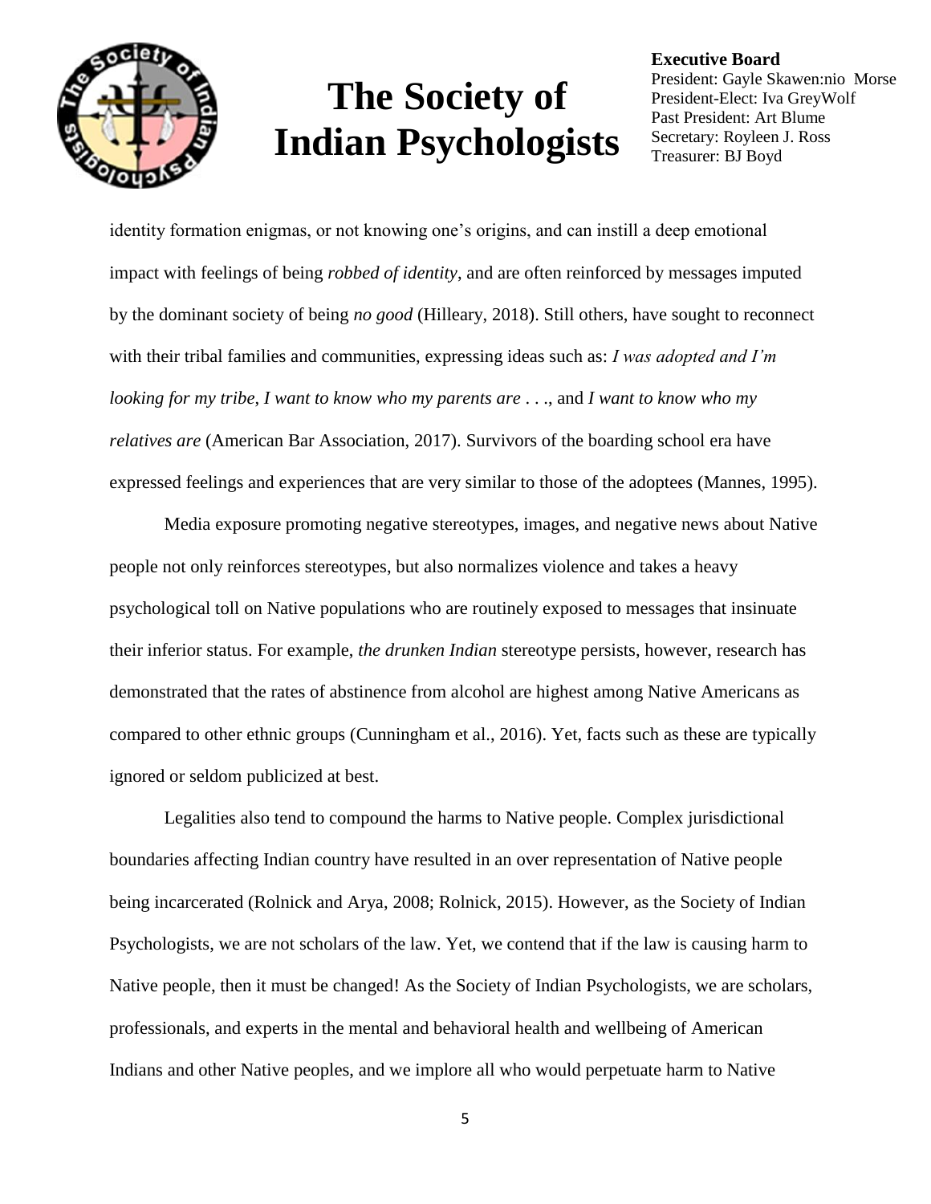identity formation enigmas, or not knowing one's origins, and can instill a deep emotional impact with feelings of being *robbed of identity*, and are often reinforced by messages imputed by the dominant society of being *no good* (Hilleary, 2018). Still others, have sought to reconnect with their tribal families and communities, expressing ideas such as: *I was adopted and I'm looking for my tribe, I want to know who my parents are* . . ., and *I want to know who my relatives are* (American Bar Association, 2017). Survivors of the boarding school era have expressed feelings and experiences that are very similar to those of the adoptees (Mannes, 1995).

Media exposure promoting negative stereotypes, images, and negative news about Native people not only reinforces stereotypes, but also normalizes violence and takes a heavy psychological toll on Native populations who are routinely exposed to messages that insinuate their inferior status. For example, *the drunken Indian* stereotype persists, however, research has demonstrated that the rates of abstinence from alcohol are highest among Native Americans as compared to other ethnic groups (Cunningham et al., 2016). Yet, facts such as these are typically ignored or seldom publicized at best.

Legalities also tend to compound the harms to Native people. Complex jurisdictional boundaries affecting Indian country have resulted in an over representation of Native people being incarcerated (Rolnick and Arya, 2008; Rolnick, 2015). However, as the Society of Indian Psychologists, we are not scholars of the law. Yet, we contend that if the law is causing harm to Native people, then it must be changed! As the Society of Indian Psychologists, we are scholars, professionals, and experts in the mental and behavioral health and wellbeing of American Indians and other Native peoples, and we implore all who would perpetuate harm to Native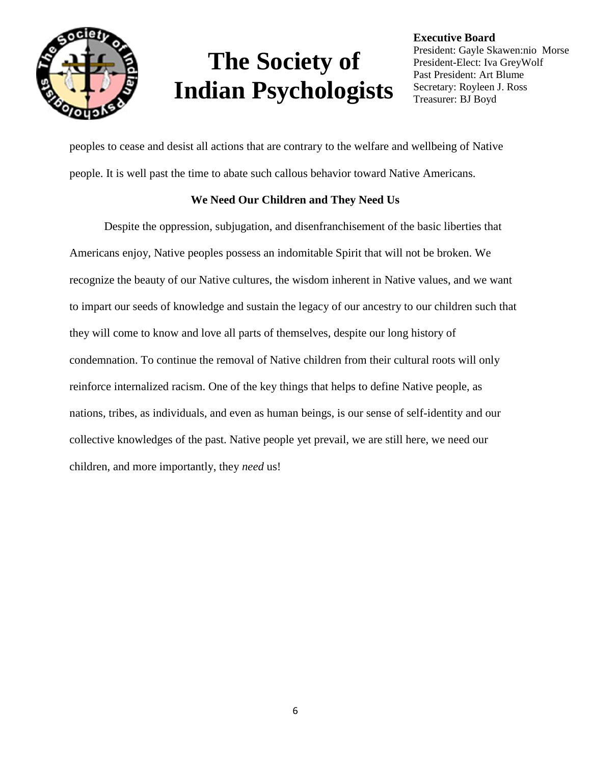peoples to cease and desist all actions that are contrary to the welfare and wellbeing of Native people. It is well past the time to abate such callous behavior toward Native Americans.

### We Need Our Children and They Need Us

Despite the oppression, subjugation, and disenfranchisement of the basic liberties that Americans enjoy, Native peoples possess an indomitable Spirit that will not be broken. We recognize the beauty of our Native cultures, the wisdom inherent in Native values, and we want to impart our seeds of knowledge and sustain the legacy of our ancestry to our children such that they will come to know and love all parts of themselves, despite our long history of condemnation. To continue the removal of Native children from their cultural roots will only reinforce internalized racism. One of the key things that helps to define Native people, as nations, tribes, as individuals, and even as human beings, is our sense of self-identity and our collective knowledges of the past. Native people yet prevail, we are still here, we need our children, and more importantly, they *need* us!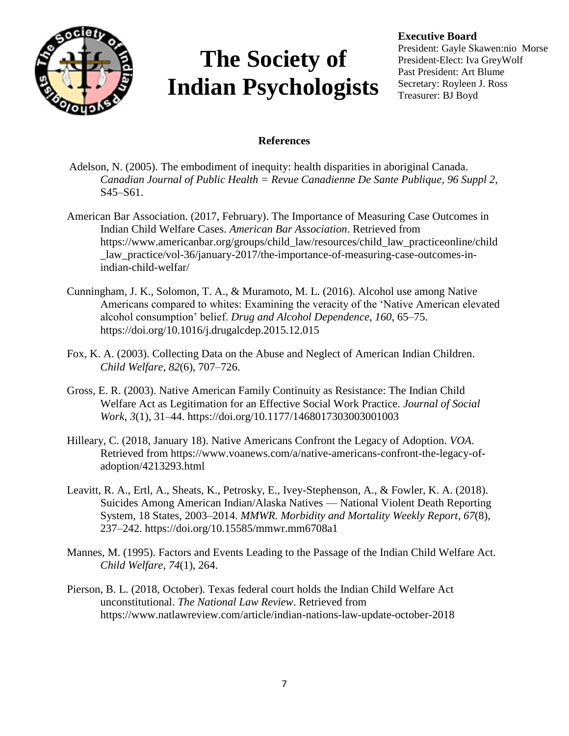## References

Adelson, N. (2005). The embodiment of inequity: health disparities in aboriginal Canada. *Canadian Journal of Public Health = Revue Canadienne De Sante Publique*, *96 Suppl 2*, S45–S61.

American Bar Association. (2017, February). The Importance of Measuring Case Outcomes in Indian Child Welfare Cases. *American Bar Association*. Retrieved from https://www.americanbar.org/groups/child_law/resources/child_law_practiceonline/child_law_practice/vol-36/january-2017/the-importance-of-measuring-case-outcomes-in-indian-child-welfar/

Cunningham, J. K., Solomon, T. A., & Muramoto, M. L. (2016). Alcohol use among Native Americans compared to whites: Examining the veracity of the 'Native American elevated alcohol consumption' belief. *Drug and Alcohol Dependence*, *160*, 65–75. https://doi.org/10.1016/j.drugalcdep.2015.12.015

Fox, K. A. (2003). Collecting Data on the Abuse and Neglect of American Indian Children. *Child Welfare*, *82*(6), 707–726.

Gross, E. R. (2003). Native American Family Continuity as Resistance: The Indian Child Welfare Act as Legitimation for an Effective Social Work Practice. *Journal of Social Work*, *3*(1), 31–44. https://doi.org/10.1177/1468017303003001003

Hilleary, C. (2018, January 18). Native Americans Confront the Legacy of Adoption. *VOA*. Retrieved from https://www.voanews.com/a/native-americans-confront-the-legacy-of-adoption/4213293.html

Leavitt, R. A., Ertl, A., Sheats, K., Petrosky, E., Ivey-Stephenson, A., & Fowler, K. A. (2018). Suicides Among American Indian/Alaska Natives — National Violent Death Reporting System, 18 States, 2003–2014. *MMWR. Morbidity and Mortality Weekly Report*, *67*(8), 237–242. https://doi.org/10.15585/mmwr.mm6708a1

Mannes, M. (1995). Factors and Events Leading to the Passage of the Indian Child Welfare Act. *Child Welfare*, *74*(1), 264.

Pierson, B. L. (2018, October). Texas federal court holds the Indian Child Welfare Act unconstitutional. *The National Law Review*. Retrieved from https://www.natlawreview.com/article/indian-nations-law-update-october-2018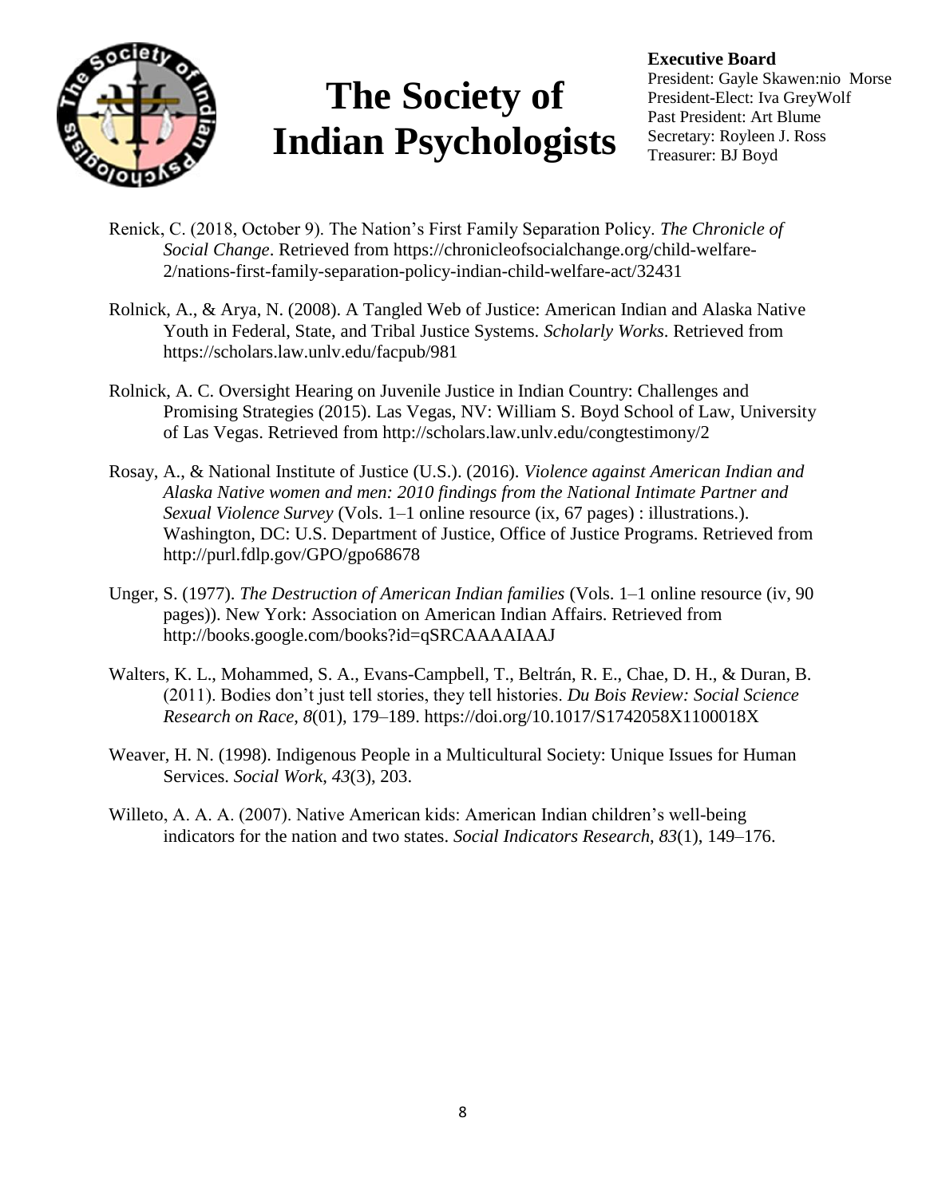Renick, C. (2018, October 9). The Nation's First Family Separation Policy. *The Chronicle of Social Change*. Retrieved from https://chronicleofsocialchange.org/child-welfare-2/nations-first-family-separation-policy-indian-child-welfare-act/32431

Rolnick, A., & Arya, N. (2008). A Tangled Web of Justice: American Indian and Alaska Native Youth in Federal, State, and Tribal Justice Systems. *Scholarly Works*. Retrieved from https://scholars.law.unlv.edu/facpub/981

Rolnick, A. C. Oversight Hearing on Juvenile Justice in Indian Country: Challenges and Promising Strategies (2015). Las Vegas, NV: William S. Boyd School of Law, University of Las Vegas. Retrieved from http://scholars.law.unlv.edu/congtestimony/2

Rosay, A., & National Institute of Justice (U.S.). (2016). *Violence against American Indian and Alaska Native women and men: 2010 findings from the National Intimate Partner and Sexual Violence Survey* (Vols. 1–1 online resource (ix, 67 pages) : illustrations.). Washington, DC: U.S. Department of Justice, Office of Justice Programs. Retrieved from http://purl.fdlp.gov/GPO/gpo68678

Unger, S. (1977). *The Destruction of American Indian families* (Vols. 1–1 online resource (iv, 90 pages)). New York: Association on American Indian Affairs. Retrieved from http://books.google.com/books?id=qSRCAAAAIAAJ

Walters, K. L., Mohammed, S. A., Evans-Campbell, T., Beltrán, R. E., Chae, D. H., & Duran, B. (2011). Bodies don't just tell stories, they tell histories. *Du Bois Review: Social Science Research on Race*, *8*(01), 179–189. https://doi.org/10.1017/S1742058X1100018X

Weaver, H. N. (1998). Indigenous People in a Multicultural Society: Unique Issues for Human Services. *Social Work*, *43*(3), 203.

Willeto, A. A. A. (2007). Native American kids: American Indian children's well-being indicators for the nation and two states. *Social Indicators Research*, *83*(1), 149–176.